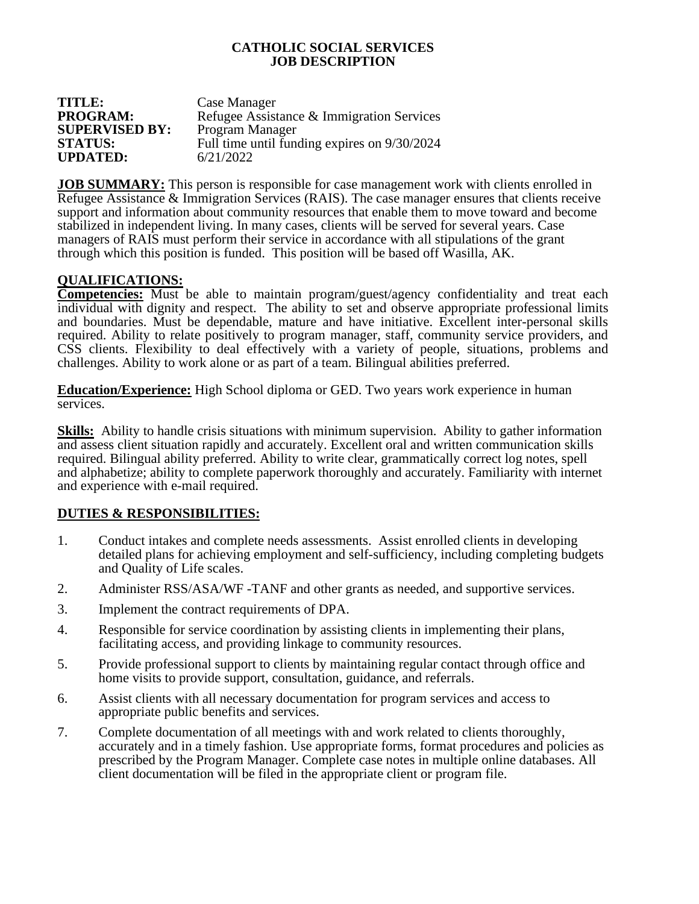# CATHOLIC SOCIAL SERVICES
# JOB DESCRIPTION

**TITLE:** Case Manager
**PROGRAM:** Refugee Assistance & Immigration Services
**SUPERVISED BY:** Program Manager
**STATUS:** Full time until funding expires on 9/30/2024
**UPDATED:** 6/21/2022

**JOB SUMMARY:** This person is responsible for case management work with clients enrolled in Refugee Assistance & Immigration Services (RAIS). The case manager ensures that clients receive support and information about community resources that enable them to move toward and become stabilized in independent living. In many cases, clients will be served for several years. Case managers of RAIS must perform their service in accordance with all stipulations of the grant through which this position is funded. This position will be based off Wasilla, AK.

## QUALIFICATIONS:

**Competencies:** Must be able to maintain program/guest/agency confidentiality and treat each individual with dignity and respect. The ability to set and observe appropriate professional limits and boundaries. Must be dependable, mature and have initiative. Excellent inter-personal skills required. Ability to relate positively to program manager, staff, community service providers, and CSS clients. Flexibility to deal effectively with a variety of people, situations, problems and challenges. Ability to work alone or as part of a team. Bilingual abilities preferred.

**Education/Experience:** High School diploma or GED. Two years work experience in human services.

**Skills:** Ability to handle crisis situations with minimum supervision. Ability to gather information and assess client situation rapidly and accurately. Excellent oral and written communication skills required. Bilingual ability preferred. Ability to write clear, grammatically correct log notes, spell and alphabetize; ability to complete paperwork thoroughly and accurately. Familiarity with internet and experience with e-mail required.

## DUTIES & RESPONSIBILITIES:

1. Conduct intakes and complete needs assessments. Assist enrolled clients in developing detailed plans for achieving employment and self-sufficiency, including completing budgets and Quality of Life scales.
2. Administer RSS/ASA/WF -TANF and other grants as needed, and supportive services.
3. Implement the contract requirements of DPA.
4. Responsible for service coordination by assisting clients in implementing their plans, facilitating access, and providing linkage to community resources.
5. Provide professional support to clients by maintaining regular contact through office and home visits to provide support, consultation, guidance, and referrals.
6. Assist clients with all necessary documentation for program services and access to appropriate public benefits and services.
7. Complete documentation of all meetings with and work related to clients thoroughly, accurately and in a timely fashion. Use appropriate forms, format procedures and policies as prescribed by the Program Manager. Complete case notes in multiple online databases. All client documentation will be filed in the appropriate client or program file.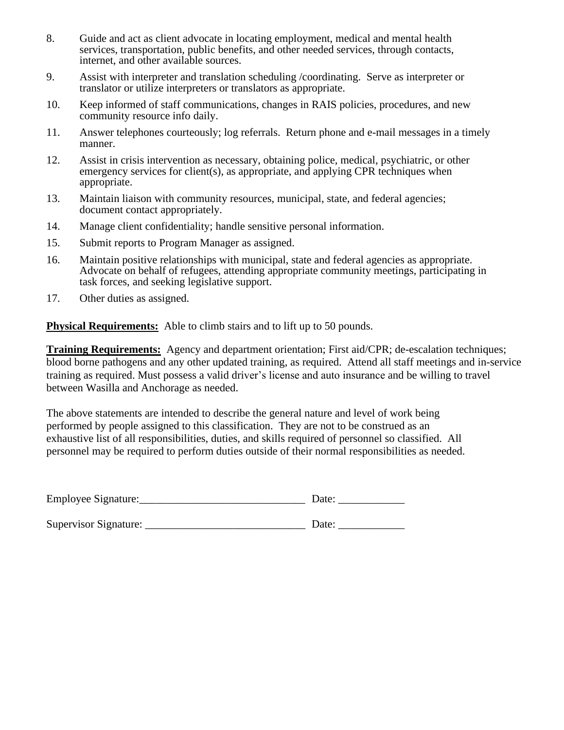8. Guide and act as client advocate in locating employment, medical and mental health services, transportation, public benefits, and other needed services, through contacts, internet, and other available sources.
9. Assist with interpreter and translation scheduling /coordinating. Serve as interpreter or translator or utilize interpreters or translators as appropriate.
10. Keep informed of staff communications, changes in RAIS policies, procedures, and new community resource info daily.
11. Answer telephones courteously; log referrals. Return phone and e-mail messages in a timely manner.
12. Assist in crisis intervention as necessary, obtaining police, medical, psychiatric, or other emergency services for client(s), as appropriate, and applying CPR techniques when appropriate.
13. Maintain liaison with community resources, municipal, state, and federal agencies; document contact appropriately.
14. Manage client confidentiality; handle sensitive personal information.
15. Submit reports to Program Manager as assigned.
16. Maintain positive relationships with municipal, state and federal agencies as appropriate. Advocate on behalf of refugees, attending appropriate community meetings, participating in task forces, and seeking legislative support.
17. Other duties as assigned.

**Physical Requirements:** Able to climb stairs and to lift up to 50 pounds.

**Training Requirements:** Agency and department orientation; First aid/CPR; de-escalation techniques; blood borne pathogens and any other updated training, as required. Attend all staff meetings and in-service training as required. Must possess a valid driver's license and auto insurance and be willing to travel between Wasilla and Anchorage as needed.

The above statements are intended to describe the general nature and level of work being performed by people assigned to this classification. They are not to be construed as an exhaustive list of all responsibilities, duties, and skills required of personnel so classified. All personnel may be required to perform duties outside of their normal responsibilities as needed.

Employee Signature:______________________________ Date: ____________

Supervisor Signature: _____________________________ Date: ____________